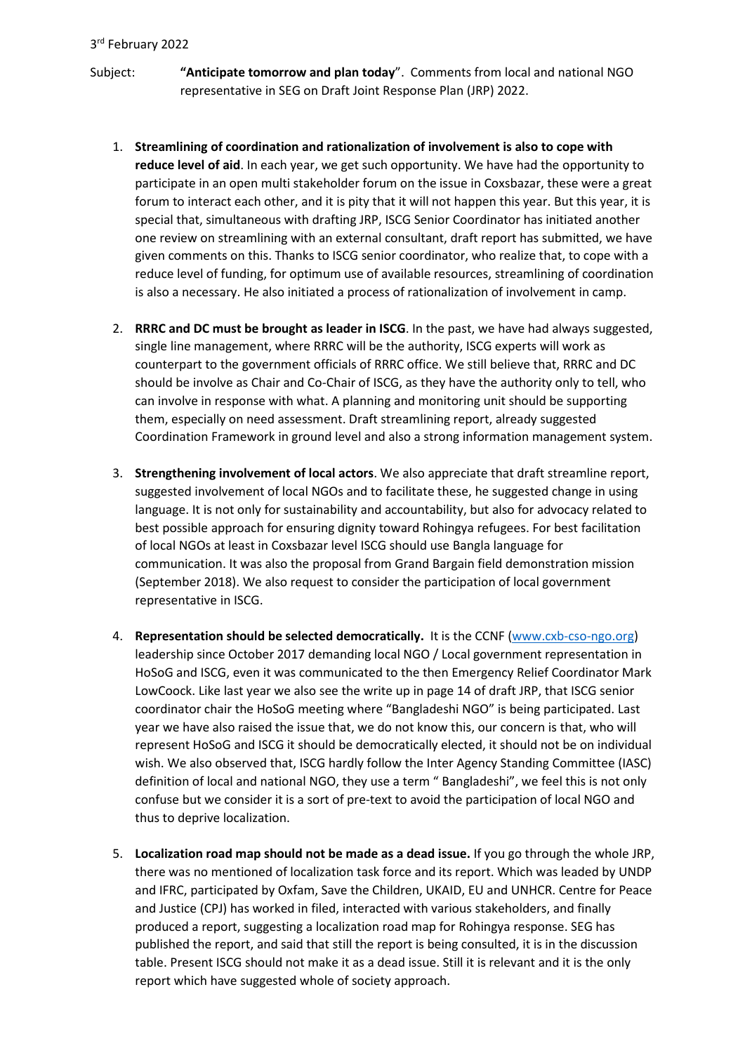3rd February 2022

Subject: **"Anticipate tomorrow and plan today**". Comments from local and national NGO representative in SEG on Draft Joint Response Plan (JRP) 2022.

1. **Streamlining of coordination and rationalization of involvement is also to cope with reduce level of aid**. In each year, we get such opportunity. We have had the opportunity to participate in an open multi stakeholder forum on the issue in Coxsbazar, these were a great forum to interact each other, and it is pity that it will not happen this year. But this year, it is special that, simultaneous with drafting JRP, ISCG Senior Coordinator has initiated another one review on streamlining with an external consultant, draft report has submitted, we have given comments on this. Thanks to ISCG senior coordinator, who realize that, to cope with a reduce level of funding, for optimum use of available resources, streamlining of coordination is also a necessary. He also initiated a process of rationalization of involvement in camp.

2. **RRRC and DC must be brought as leader in ISCG**. In the past, we have had always suggested, single line management, where RRRC will be the authority, ISCG experts will work as counterpart to the government officials of RRRC office. We still believe that, RRRC and DC should be involve as Chair and Co-Chair of ISCG, as they have the authority only to tell, who can involve in response with what. A planning and monitoring unit should be supporting them, especially on need assessment. Draft streamlining report, already suggested Coordination Framework in ground level and also a strong information management system.

3. **Strengthening involvement of local actors**. We also appreciate that draft streamline report, suggested involvement of local NGOs and to facilitate these, he suggested change in using language. It is not only for sustainability and accountability, but also for advocacy related to best possible approach for ensuring dignity toward Rohingya refugees. For best facilitation of local NGOs at least in Coxsbazar level ISCG should use Bangla language for communication. It was also the proposal from Grand Bargain field demonstration mission (September 2018). We also request to consider the participation of local government representative in ISCG.

4. **Representation should be selected democratically.** It is the CCNF (www.cxb-cso-ngo.org) leadership since October 2017 demanding local NGO / Local government representation in HoSoG and ISCG, even it was communicated to the then Emergency Relief Coordinator Mark LowCoock. Like last year we also see the write up in page 14 of draft JRP, that ISCG senior coordinator chair the HoSoG meeting where "Bangladeshi NGO" is being participated. Last year we have also raised the issue that, we do not know this, our concern is that, who will represent HoSoG and ISCG it should be democratically elected, it should not be on individual wish. We also observed that, ISCG hardly follow the Inter Agency Standing Committee (IASC) definition of local and national NGO, they use a term " Bangladeshi", we feel this is not only confuse but we consider it is a sort of pre-text to avoid the participation of local NGO and thus to deprive localization.

5. **Localization road map should not be made as a dead issue.** If you go through the whole JRP, there was no mentioned of localization task force and its report. Which was leaded by UNDP and IFRC, participated by Oxfam, Save the Children, UKAID, EU and UNHCR. Centre for Peace and Justice (CPJ) has worked in filed, interacted with various stakeholders, and finally produced a report, suggesting a localization road map for Rohingya response. SEG has published the report, and said that still the report is being consulted, it is in the discussion table. Present ISCG should not make it as a dead issue. Still it is relevant and it is the only report which have suggested whole of society approach.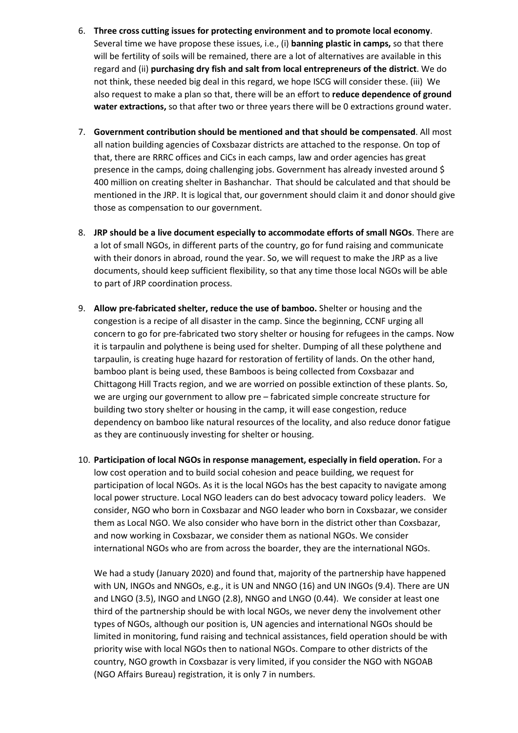6. **Three cross cutting issues for protecting environment and to promote local economy**. Several time we have propose these issues, i.e., (i) **banning plastic in camps,** so that there will be fertility of soils will be remained, there are a lot of alternatives are available in this regard and (ii) **purchasing dry fish and salt from local entrepreneurs of the district**. We do not think, these needed big deal in this regard, we hope ISCG will consider these. (iii) We also request to make a plan so that, there will be an effort to **reduce dependence of ground water extractions,** so that after two or three years there will be 0 extractions ground water.

7. **Government contribution should be mentioned and that should be compensated**. All most all nation building agencies of Coxsbazar districts are attached to the response. On top of that, there are RRRC offices and CiCs in each camps, law and order agencies has great presence in the camps, doing challenging jobs. Government has already invested around $ 400 million on creating shelter in Bashanchar. That should be calculated and that should be mentioned in the JRP. It is logical that, our government should claim it and donor should give those as compensation to our government.

8. **JRP should be a live document especially to accommodate efforts of small NGOs**. There are a lot of small NGOs, in different parts of the country, go for fund raising and communicate with their donors in abroad, round the year. So, we will request to make the JRP as a live documents, should keep sufficient flexibility, so that any time those local NGOs will be able to part of JRP coordination process.

9. **Allow pre-fabricated shelter, reduce the use of bamboo.** Shelter or housing and the congestion is a recipe of all disaster in the camp. Since the beginning, CCNF urging all concern to go for pre-fabricated two story shelter or housing for refugees in the camps. Now it is tarpaulin and polythene is being used for shelter. Dumping of all these polythene and tarpaulin, is creating huge hazard for restoration of fertility of lands. On the other hand, bamboo plant is being used, these Bamboos is being collected from Coxsbazar and Chittagong Hill Tracts region, and we are worried on possible extinction of these plants. So, we are urging our government to allow pre – fabricated simple concreate structure for building two story shelter or housing in the camp, it will ease congestion, reduce dependency on bamboo like natural resources of the locality, and also reduce donor fatigue as they are continuously investing for shelter or housing.

10. **Participation of local NGOs in response management, especially in field operation.** For a low cost operation and to build social cohesion and peace building, we request for participation of local NGOs. As it is the local NGOs has the best capacity to navigate among local power structure. Local NGO leaders can do best advocacy toward policy leaders. We consider, NGO who born in Coxsbazar and NGO leader who born in Coxsbazar, we consider them as Local NGO. We also consider who have born in the district other than Coxsbazar, and now working in Coxsbazar, we consider them as national NGOs. We consider international NGOs who are from across the boarder, they are the international NGOs.

    We had a study (January 2020) and found that, majority of the partnership have happened with UN, INGOs and NNGOs, e.g., it is UN and NNGO (16) and UN INGOs (9.4). There are UN and LNGO (3.5), INGO and LNGO (2.8), NNGO and LNGO (0.44). We consider at least one third of the partnership should be with local NGOs, we never deny the involvement other types of NGOs, although our position is, UN agencies and international NGOs should be limited in monitoring, fund raising and technical assistances, field operation should be with priority wise with local NGOs then to national NGOs. Compare to other districts of the country, NGO growth in Coxsbazar is very limited, if you consider the NGO with NGOAB (NGO Affairs Bureau) registration, it is only 7 in numbers.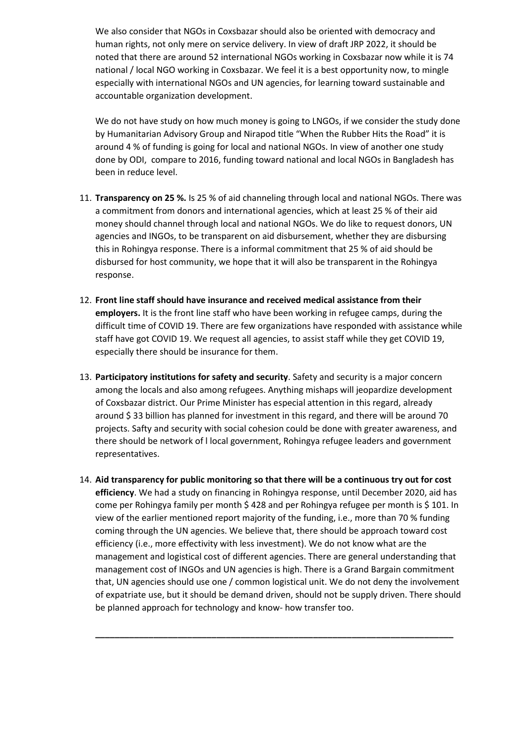We also consider that NGOs in Coxsbazar should also be oriented with democracy and human rights, not only mere on service delivery. In view of draft JRP 2022, it should be noted that there are around 52 international NGOs working in Coxsbazar now while it is 74 national / local NGO working in Coxsbazar. We feel it is a best opportunity now, to mingle especially with international NGOs and UN agencies, for learning toward sustainable and accountable organization development.

We do not have study on how much money is going to LNGOs, if we consider the study done by Humanitarian Advisory Group and Nirapod title "When the Rubber Hits the Road" it is around 4 % of funding is going for local and national NGOs. In view of another one study done by ODI, compare to 2016, funding toward national and local NGOs in Bangladesh has been in reduce level.

11. **Transparency on 25 %.** Is 25 % of aid channeling through local and national NGOs. There was a commitment from donors and international agencies, which at least 25 % of their aid money should channel through local and national NGOs. We do like to request donors, UN agencies and INGOs, to be transparent on aid disbursement, whether they are disbursing this in Rohingya response. There is a informal commitment that 25 % of aid should be disbursed for host community, we hope that it will also be transparent in the Rohingya response.

12. **Front line staff should have insurance and received medical assistance from their employers.** It is the front line staff who have been working in refugee camps, during the difficult time of COVID 19. There are few organizations have responded with assistance while staff have got COVID 19. We request all agencies, to assist staff while they get COVID 19, especially there should be insurance for them.

13. **Participatory institutions for safety and security**. Safety and security is a major concern among the locals and also among refugees. Anything mishaps will jeopardize development of Coxsbazar district. Our Prime Minister has especial attention in this regard, already around $ 33 billion has planned for investment in this regard, and there will be around 70 projects. Safty and security with social cohesion could be done with greater awareness, and there should be network of l local government, Rohingya refugee leaders and government representatives.

14. **Aid transparency for public monitoring so that there will be a continuous try out for cost efficiency**. We had a study on financing in Rohingya response, until December 2020, aid has come per Rohingya family per month $ 428 and per Rohingya refugee per month is $ 101. In view of the earlier mentioned report majority of the funding, i.e., more than 70 % funding coming through the UN agencies. We believe that, there should be approach toward cost efficiency (i.e., more effectivity with less investment). We do not know what are the management and logistical cost of different agencies. There are general understanding that management cost of INGOs and UN agencies is high. There is a Grand Bargain commitment that, UN agencies should use one / common logistical unit. We do not deny the involvement of expatriate use, but it should be demand driven, should not be supply driven. There should be planned approach for technology and know- how transfer too.

---